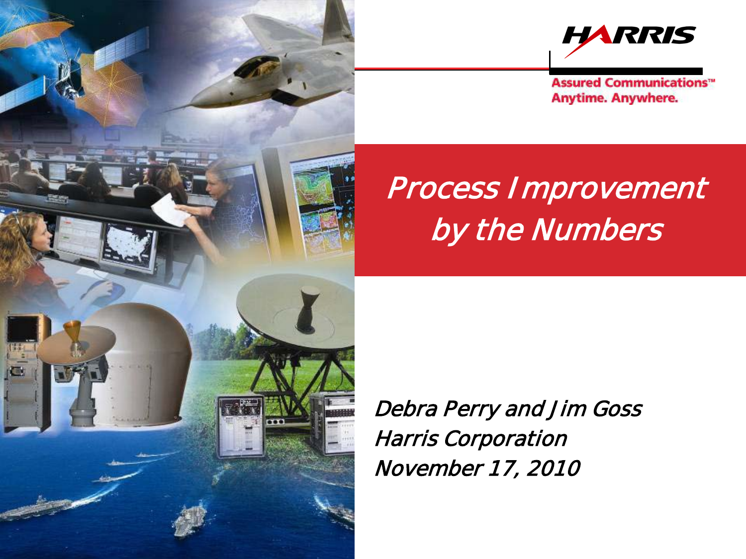HARRIS

Assured Communications™
Anytime. Anywhere.

# *Process Improvement by the Numbers*

*Debra Perry and Jim Goss*
*Harris Corporation*
*November 17, 2010*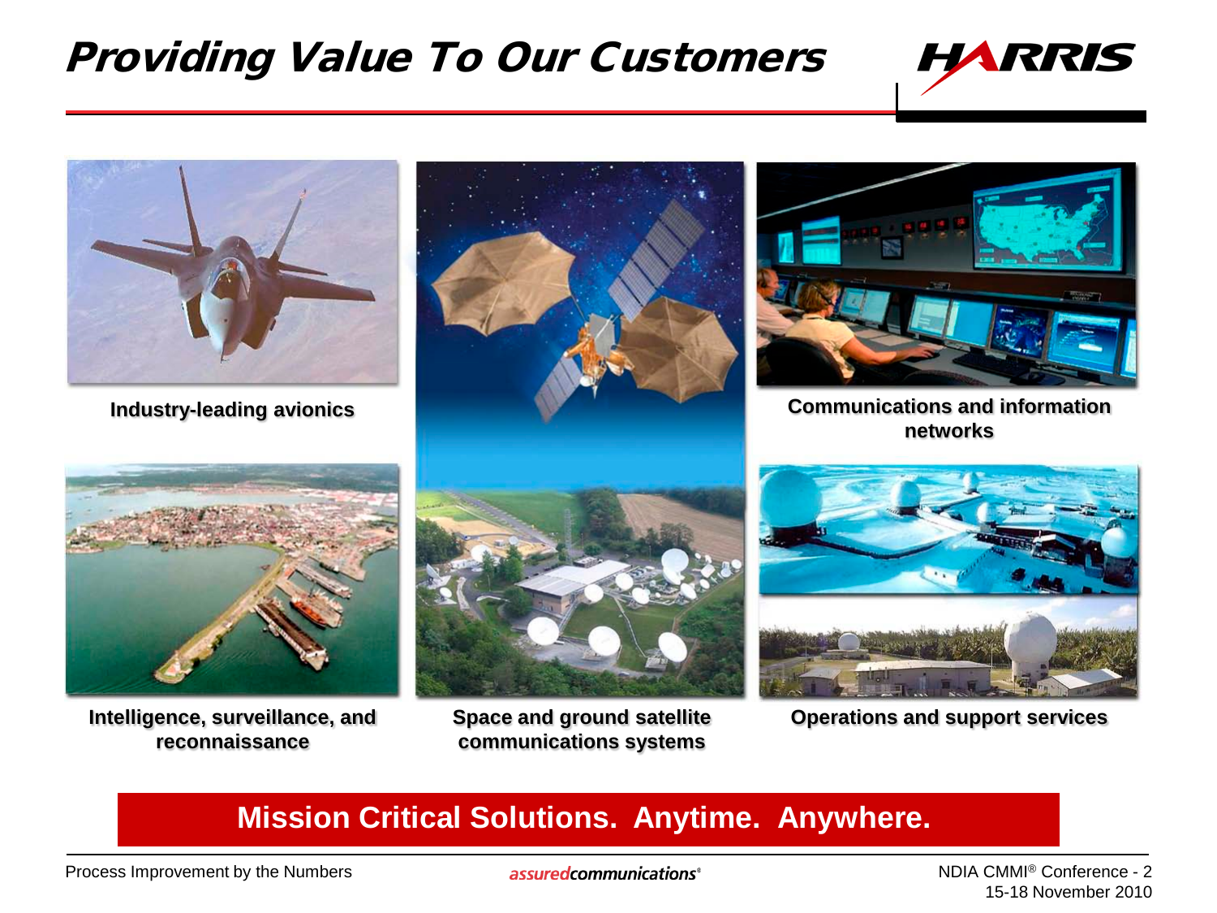# Providing Value To Our Customers

**Industry-leading avionics**

**Communications and information networks**

**Intelligence, surveillance, and reconnaissance**

**Space and ground satellite communications systems**

**Operations and support services**

**Mission Critical Solutions. Anytime. Anywhere.**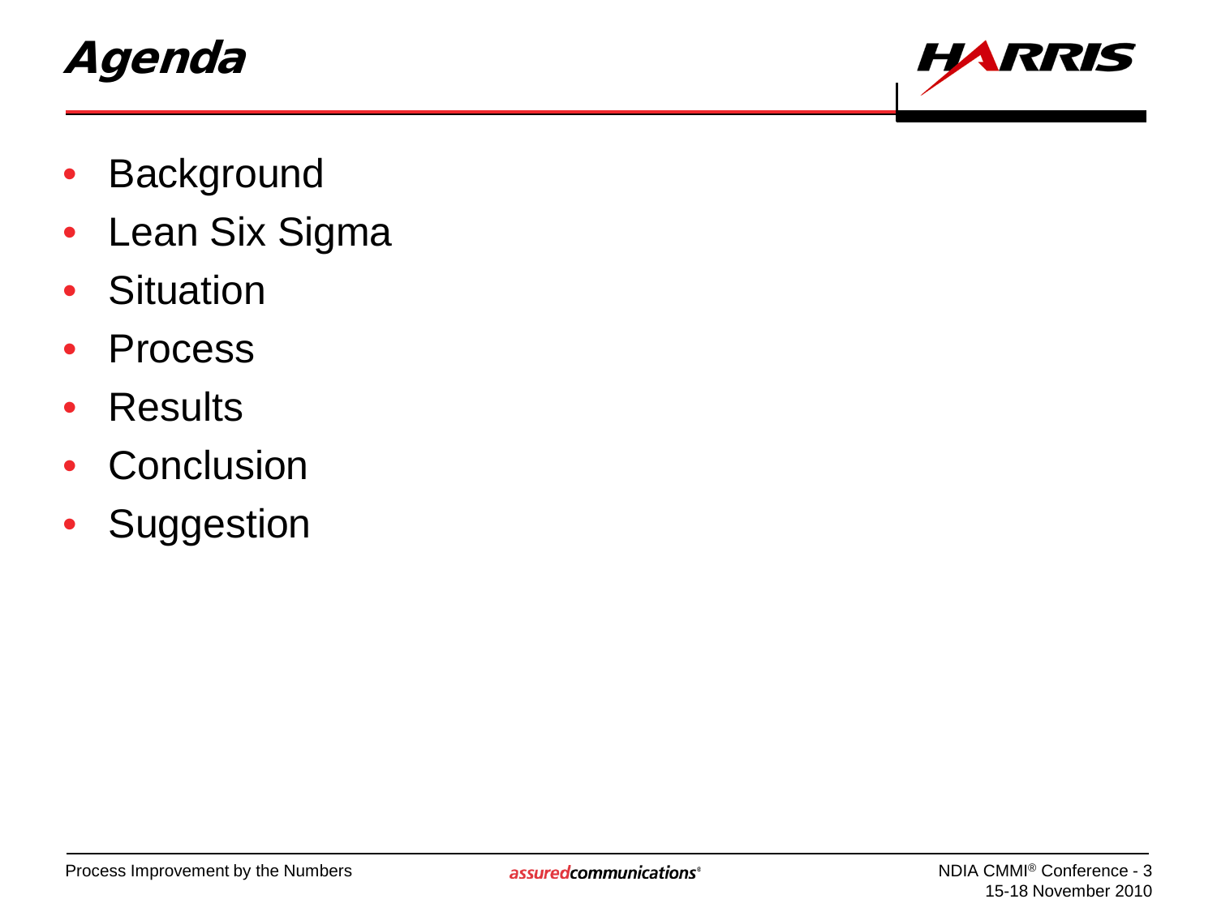# Agenda

- Background
- Lean Six Sigma
- Situation
- Process
- Results
- Conclusion
- Suggestion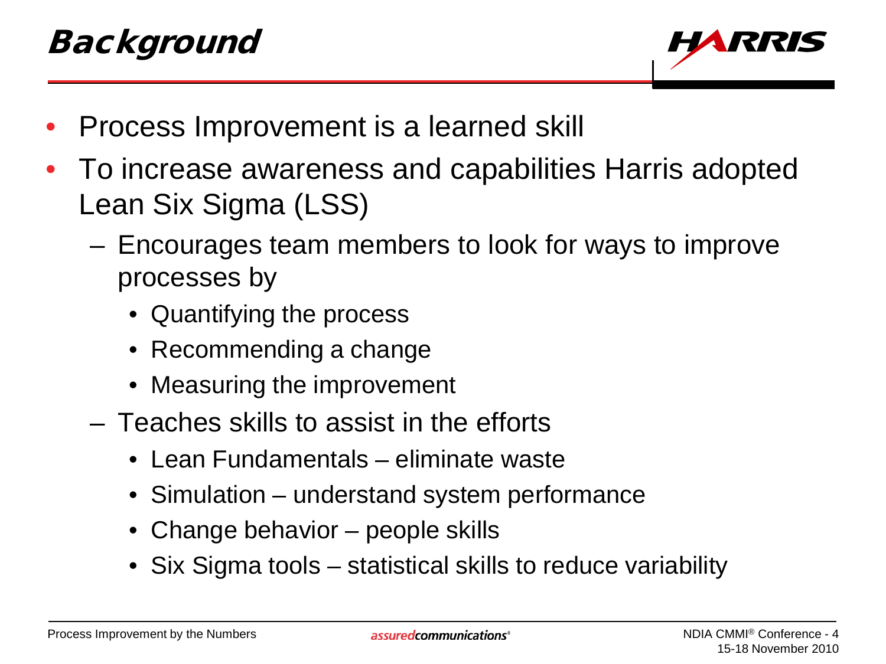# Background

- Process Improvement is a learned skill
- To increase awareness and capabilities Harris adopted Lean Six Sigma (LSS)
  - Encourages team members to look for ways to improve processes by
    - Quantifying the process
    - Recommending a change
    - Measuring the improvement
  - Teaches skills to assist in the efforts
    - Lean Fundamentals – eliminate waste
    - Simulation – understand system performance
    - Change behavior – people skills
    - Six Sigma tools – statistical skills to reduce variability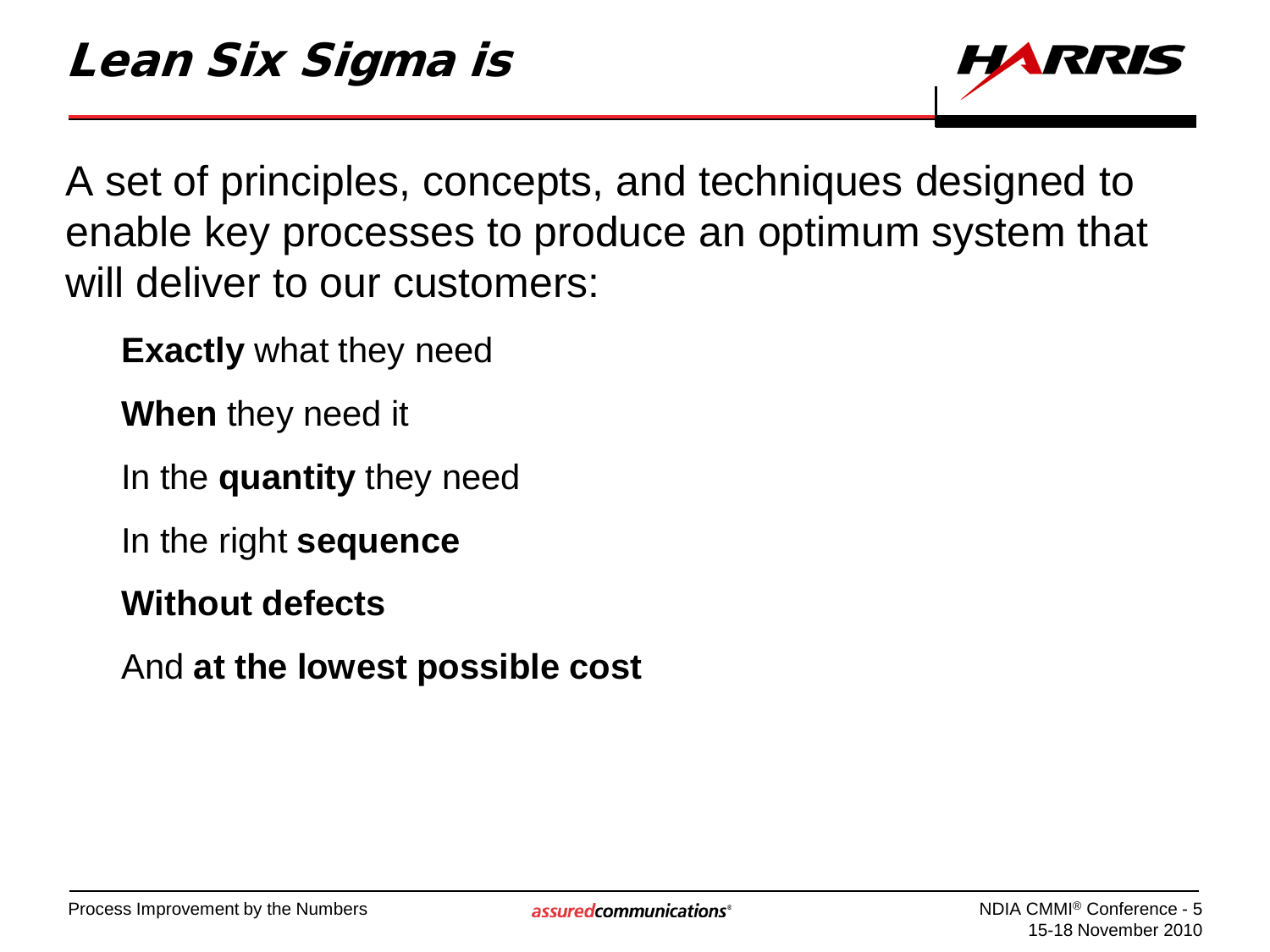# Lean Six Sigma is

A set of principles, concepts, and techniques designed to enable key processes to produce an optimum system that will deliver to our customers:

**Exactly** what they need

**When** they need it

In the **quantity** they need

In the right **sequence**

**Without defects**

And **at the lowest possible cost**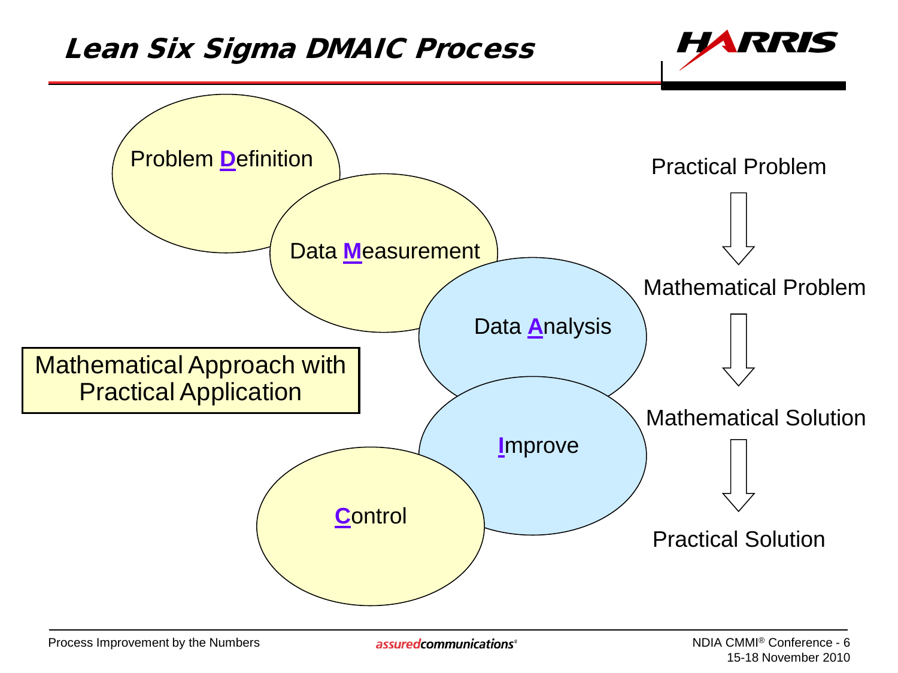# Lean Six Sigma DMAIC Process

- Problem **D**efinition
- Data **M**easurement
- Data **A**nalysis
- **I**mprove
- **C**ontrol

Mathematical Approach with Practical Application

Practical Problem

↓

Mathematical Problem

↓

Mathematical Solution

↓

Practical Solution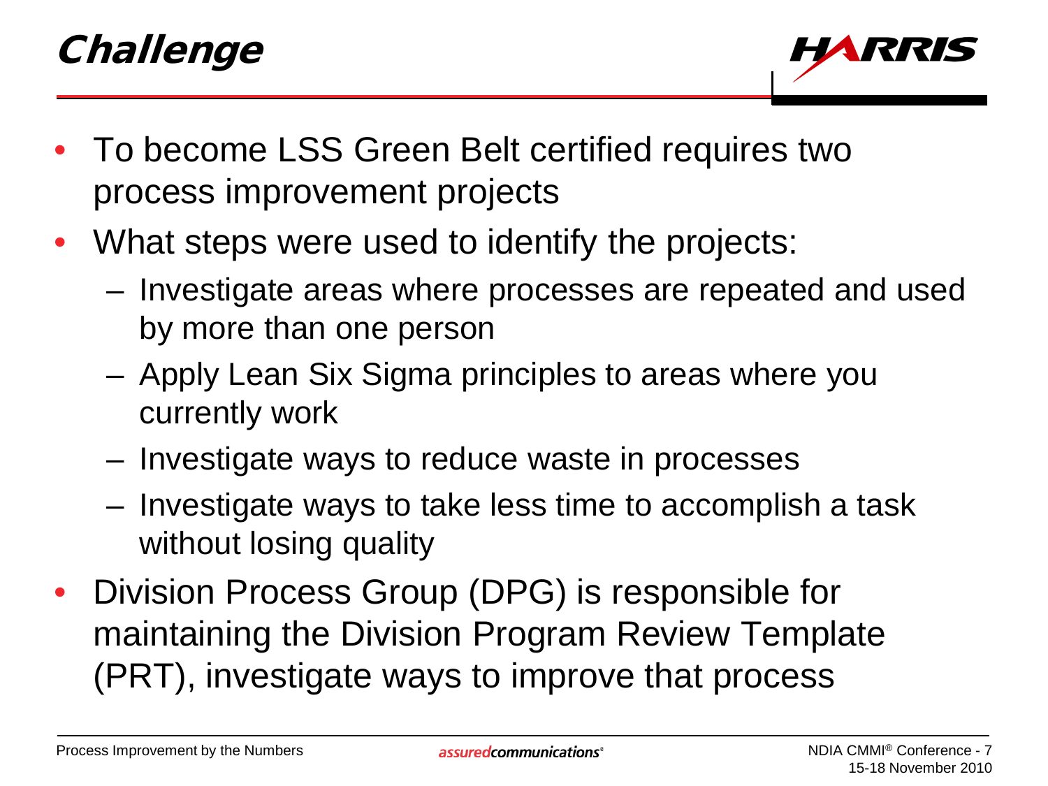# Challenge

- To become LSS Green Belt certified requires two process improvement projects
- What steps were used to identify the projects:
  - Investigate areas where processes are repeated and used by more than one person
  - Apply Lean Six Sigma principles to areas where you currently work
  - Investigate ways to reduce waste in processes
  - Investigate ways to take less time to accomplish a task without losing quality
- Division Process Group (DPG) is responsible for maintaining the Division Program Review Template (PRT), investigate ways to improve that process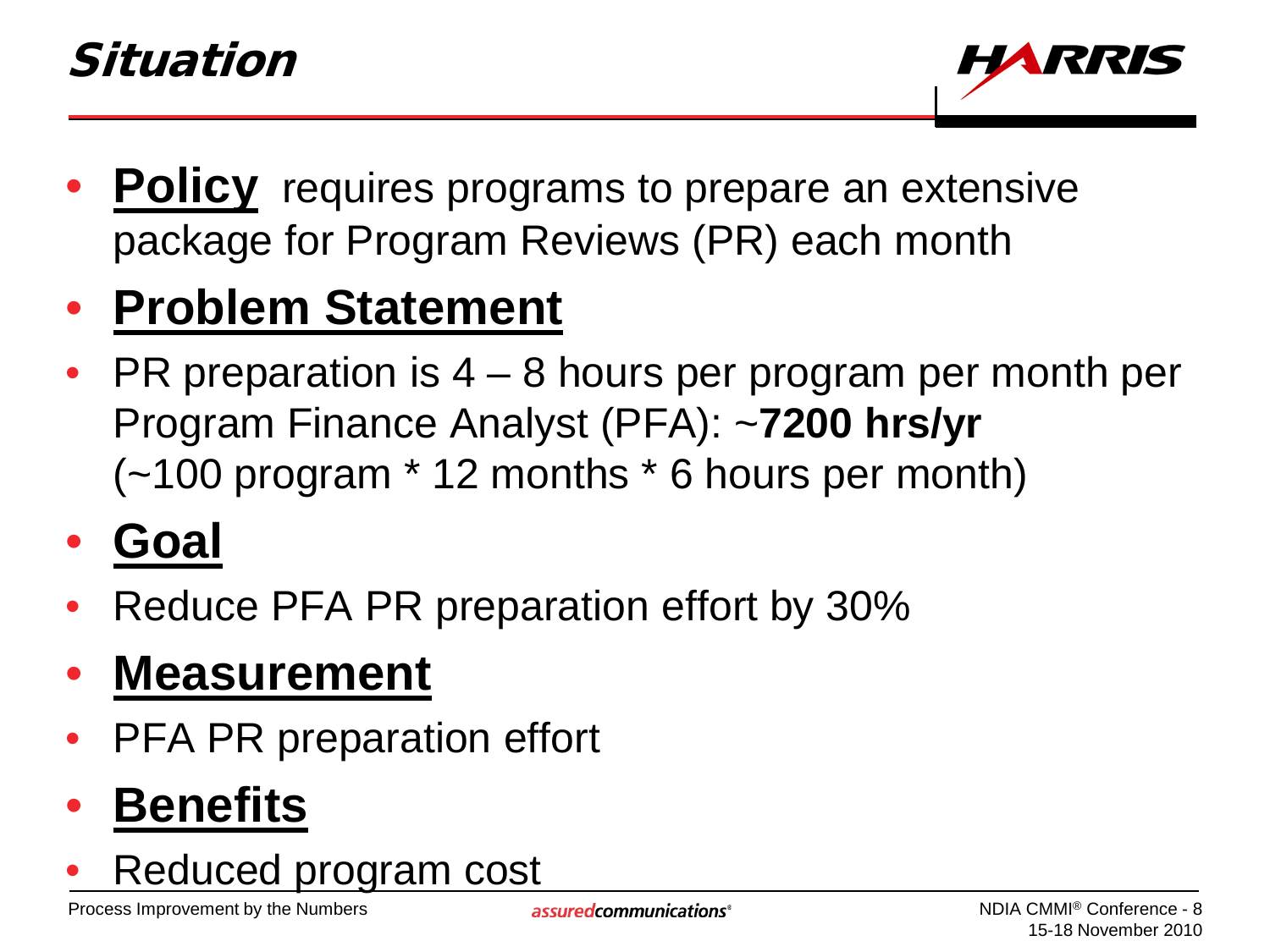# Situation

- **Policy** requires programs to prepare an extensive package for Program Reviews (PR) each month
- **Problem Statement**
- PR preparation is 4 – 8 hours per program per month per Program Finance Analyst (PFA): ~**7200 hrs/yr** (~100 program * 12 months * 6 hours per month)
- **Goal**
- Reduce PFA PR preparation effort by 30%
- **Measurement**
- PFA PR preparation effort
- **Benefits**
- Reduced program cost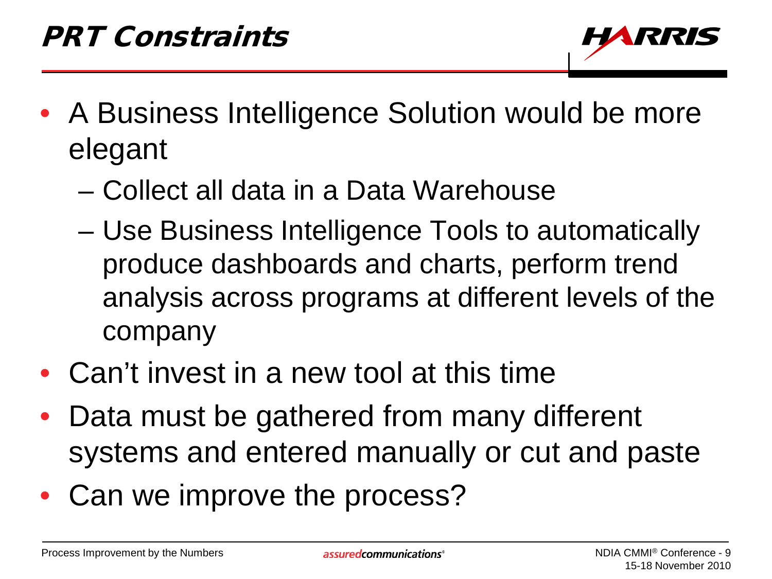# PRT Constraints

- A Business Intelligence Solution would be more elegant
  - Collect all data in a Data Warehouse
  - Use Business Intelligence Tools to automatically produce dashboards and charts, perform trend analysis across programs at different levels of the company
- Can't invest in a new tool at this time
- Data must be gathered from many different systems and entered manually or cut and paste
- Can we improve the process?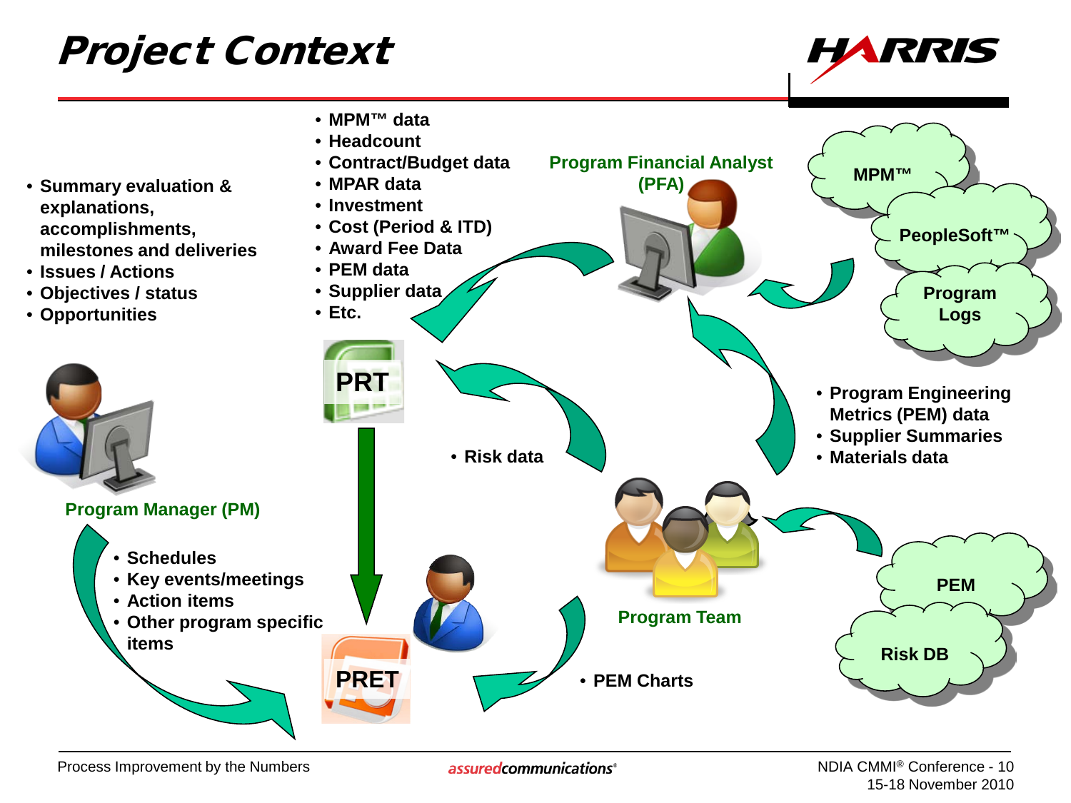# Project Context

**Program Manager (PM)**

- Summary evaluation & explanations, accomplishments, milestones and deliveries
- Issues / Actions
- Objectives / status
- Opportunities

**Program Financial Analyst (PFA)**

- MPM™ data
- Headcount
- Contract/Budget data
- MPAR data
- Investment
- Cost (Period & ITD)
- Award Fee Data
- PEM data
- Supplier data
- Etc.

**MPM™**

**PeopleSoft™**

**Program Logs**

**PRT**

- Risk data

**Program Team**

- Program Engineering Metrics (PEM) data
- Supplier Summaries
- Materials data

**PEM**

**Risk DB**

- Schedules
- Key events/meetings
- Action items
- Other program specific items

**PRET**

- PEM Charts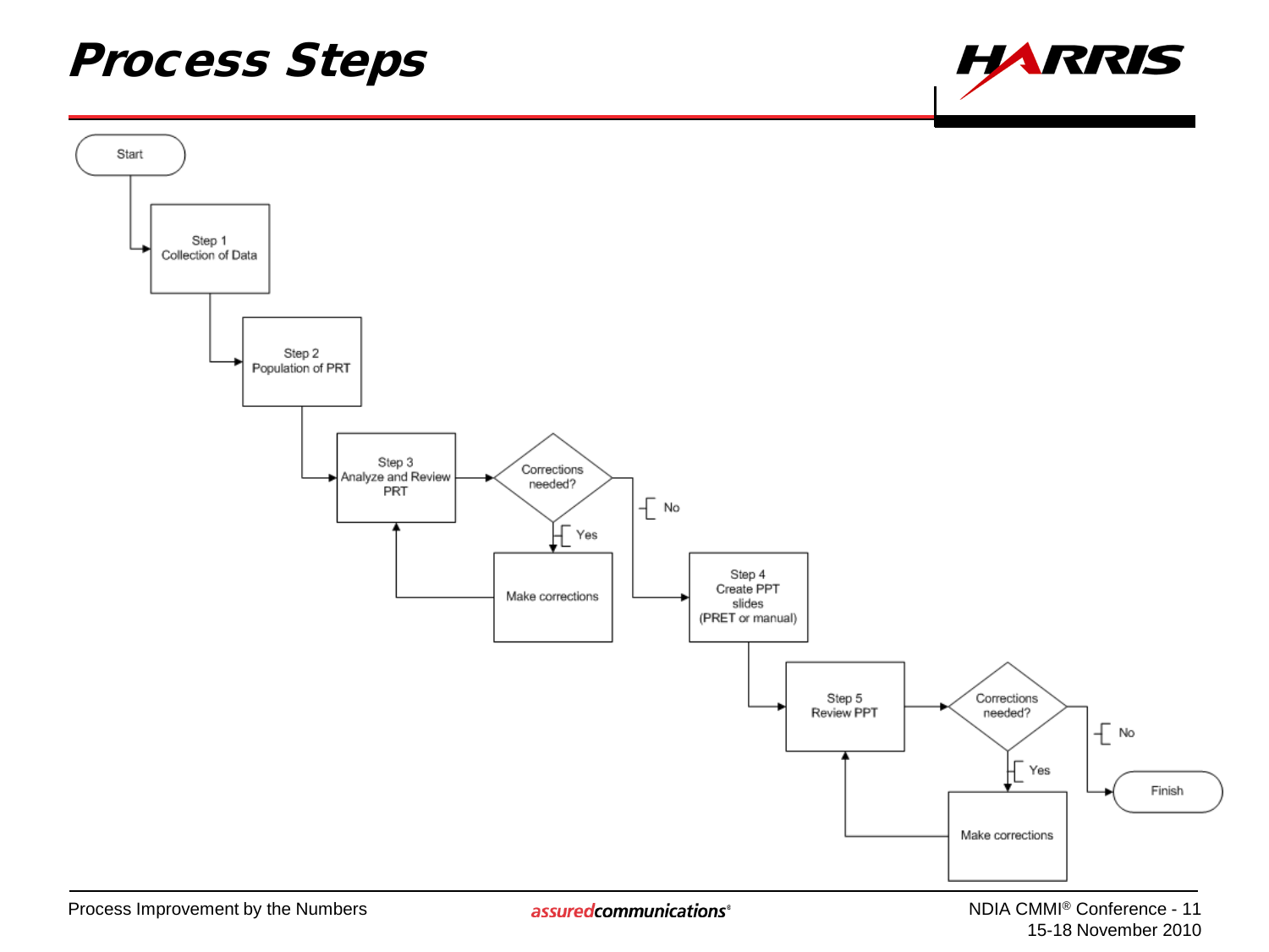# Process Steps

- Start
- Step 1 Collection of Data
- Step 2 Population of PRT
- Step 3 Analyze and Review PRT
- Corrections needed?
  - Yes → Make corrections → Step 3 Analyze and Review PRT
  - No → Step 4
- Step 4 Create PPT slides (PRET or manual)
- Step 5 Review PPT
- Corrections needed?
  - Yes → Make corrections → Step 5 Review PPT
  - No → Finish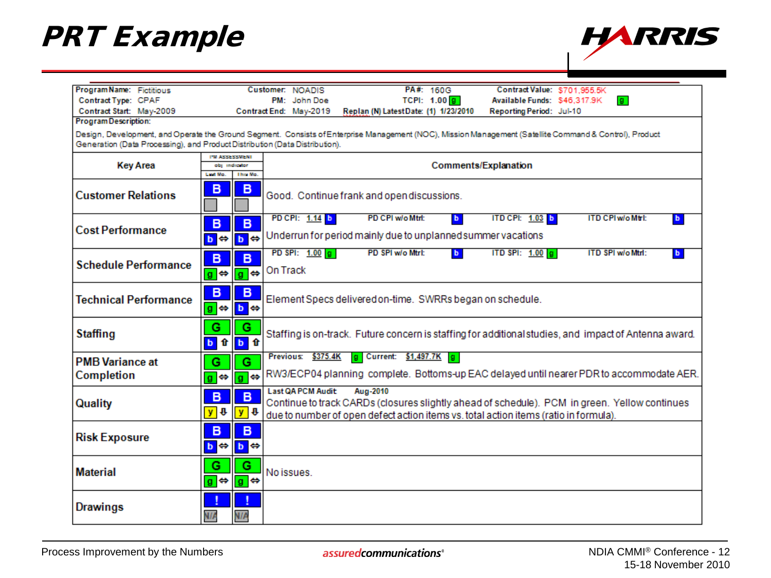# PRT Example

| Program Name: Fictitious | Customer: NOADIS | PA#: 160G | Contract Value: $701,955.5K |
|---|---|---|---|
| Contract Type: CPAF | PM: John Doe | TCPI: 1.00 g | Available Funds: $46,317.9K g |
| Contract Start: May-2009 | Contract End: May-2019 | Replan (N) Latest Date: (1) 1/23/2010 | Reporting Period: Jul-10 |

**Program Description:**

Design, Development, and Operate the Ground Segment. Consists of Enterprise Management (NOC), Mission Management (Satellite Command & Control), Product Generation (Data Processing), and Product Distribution (Data Distribution).

| Key Area | PM ASSESSMENT obj indicator Last Mo. | This Mo. | Comments/Explanation |
|---|---|---|---|
| Customer Relations | B | B | Good. Continue frank and open discussions. |
| Cost Performance | B / b ⇔ | B / b ⇔ | PD CPI: 1.14 b · PD CPI w/o Mtrl: b · ITD CPI: 1.03 b · ITD CPI w/o Mtrl: b<br>Underrun for period mainly due to unplanned summer vacations |
| Schedule Performance | B / g ⇔ | B / g ⇔ | PD SPI: 1.00 g · PD SPI w/o Mtrl: b · ITD SPI: 1.00 g · ITD SPI w/o Mtrl: b<br>On Track |
| Technical Performance | B / g ⇔ | B / b ⇔ | Element Specs delivered on-time. SWRRs began on schedule. |
| Staffing | G / b ⇧ | G / b ⇧ | Staffing is on-track. Future concern is staffing for additional studies, and impact of Antenna award. |
| PMB Variance at Completion | G / g ⇔ | G / g ⇔ | Previous: $375.4K g · Current: $1,497.7K g<br>RW3/ECP04 planning complete. Bottoms-up EAC delayed until nearer PDR to accommodate AER. |
| Quality | B / y ⇩ | B / y ⇩ | Last QA PCM Audit Aug-2010<br>Continue to track CARDs (closures slightly ahead of schedule). PCM in green. Yellow continues due to number of open defect action items vs. total action items (ratio in formula). |
| Risk Exposure | B / b ⇔ | B / b ⇔ | |
| Material | G / g ⇔ | G / g ⇔ | No issues. |
| Drawings | ! / N/A | ! / N/A | |

Process Improvement by the Numbers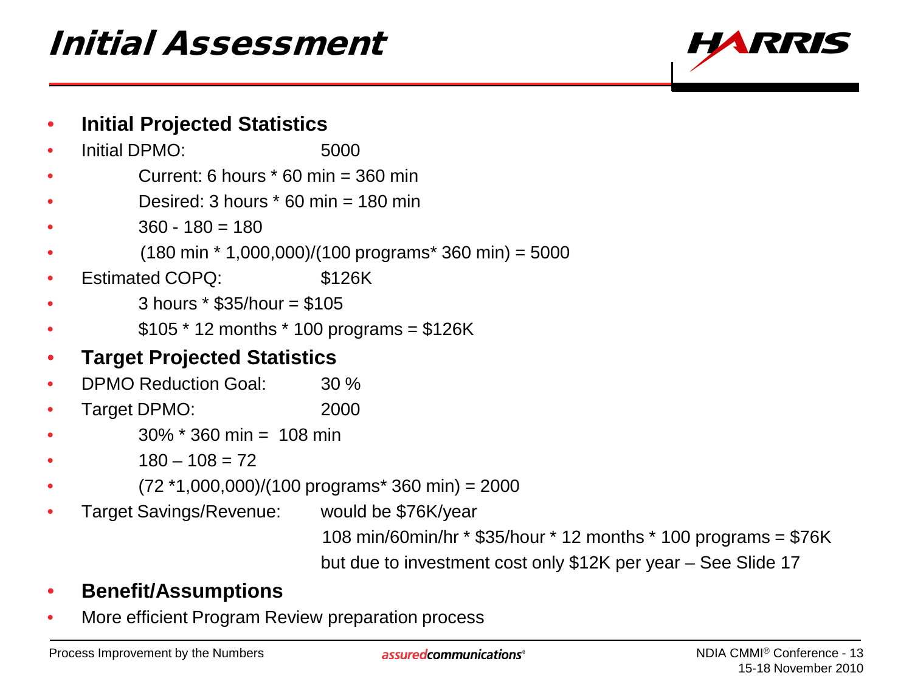# Initial Assessment

- **Initial Projected Statistics**
- Initial DPMO: 5000
  - Current: 6 hours * 60 min = 360 min
  - Desired: 3 hours * 60 min = 180 min
  - 360 - 180 = 180
  - (180 min * 1,000,000)/(100 programs* 360 min) = 5000
- Estimated COPQ: $126K
  - 3 hours * $35/hour = $105
  - $105 * 12 months * 100 programs = $126K
- **Target Projected Statistics**
- DPMO Reduction Goal: 30 %
- Target DPMO: 2000
  - 30% * 360 min = 108 min
  - 180 – 108 = 72
  - (72 *1,000,000)/(100 programs* 360 min) = 2000
- Target Savings/Revenue: would be $76K/year

  108 min/60min/hr * $35/hour * 12 months * 100 programs = $76K

  but due to investment cost only $12K per year – See Slide 17
- **Benefit/Assumptions**
- More efficient Program Review preparation process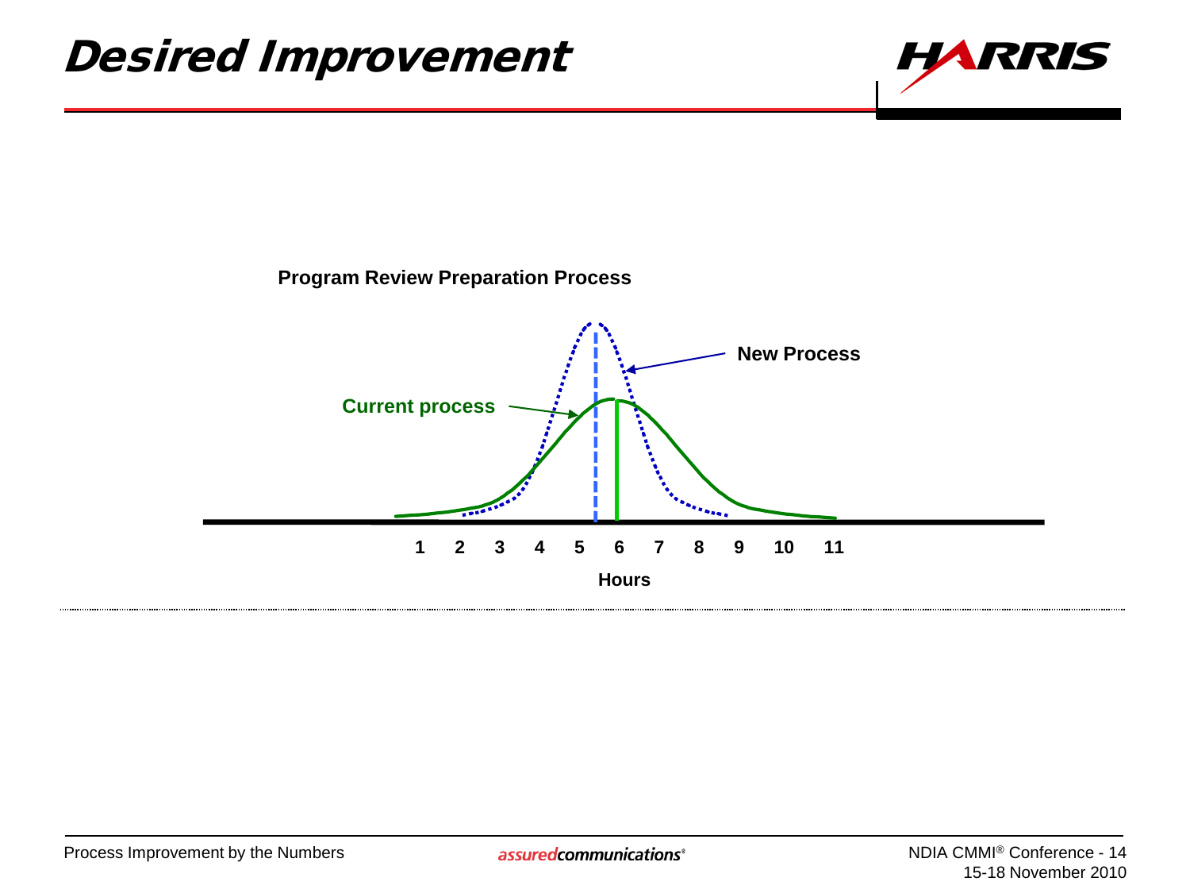# Desired Improvement

**Program Review Preparation Process**

**Current process**

**New Process**

**1 2 3 4 5 6 7 8 9 10 11**

**Hours**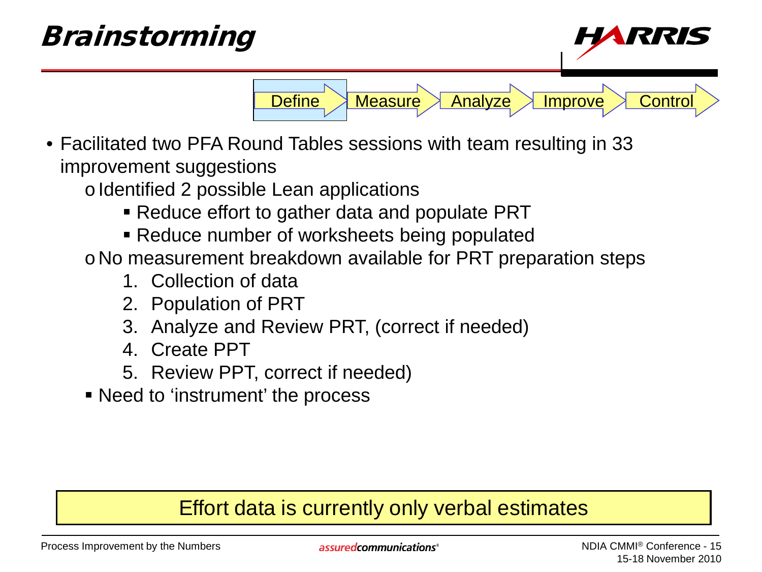# Brainstorming

Define → Measure → Analyze → Improve → Control

- Facilitated two PFA Round Tables sessions with team resulting in 33 improvement suggestions
  - Identified 2 possible Lean applications
    - Reduce effort to gather data and populate PRT
    - Reduce number of worksheets being populated
  - No measurement breakdown available for PRT preparation steps
    1. Collection of data
    2. Population of PRT
    3. Analyze and Review PRT, (correct if needed)
    4. Create PPT
    5. Review PPT, correct if needed)
  - Need to 'instrument' the process

**Effort data is currently only verbal estimates**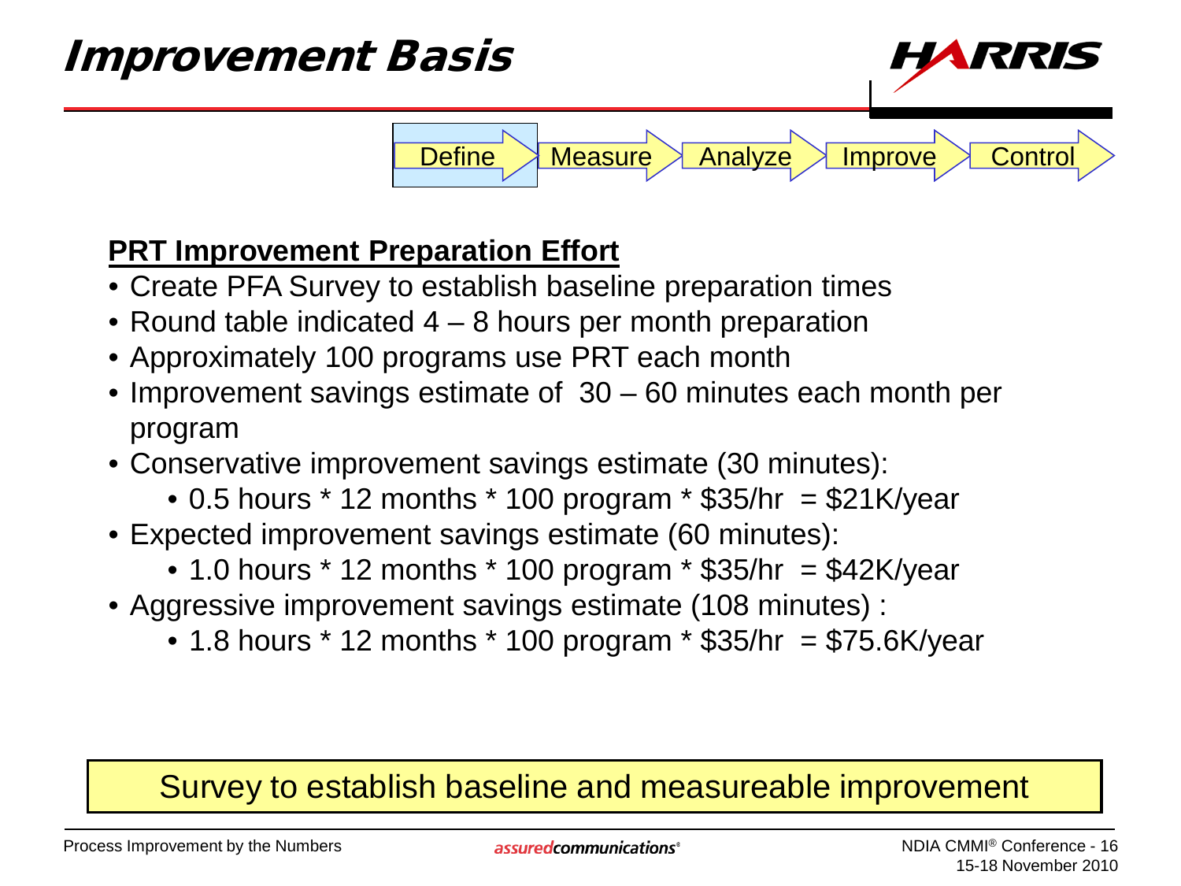# Improvement Basis

Define → Measure → Analyze → Improve → Control

**PRT Improvement Preparation Effort**

- Create PFA Survey to establish baseline preparation times
- Round table indicated 4 – 8 hours per month preparation
- Approximately 100 programs use PRT each month
- Improvement savings estimate of 30 – 60 minutes each month per program
- Conservative improvement savings estimate (30 minutes):
  - 0.5 hours * 12 months * 100 program * $35/hr = $21K/year
- Expected improvement savings estimate (60 minutes):
  - 1.0 hours * 12 months * 100 program * $35/hr = $42K/year
- Aggressive improvement savings estimate (108 minutes) :
  - 1.8 hours * 12 months * 100 program * $35/hr = $75.6K/year

Survey to establish baseline and measureable improvement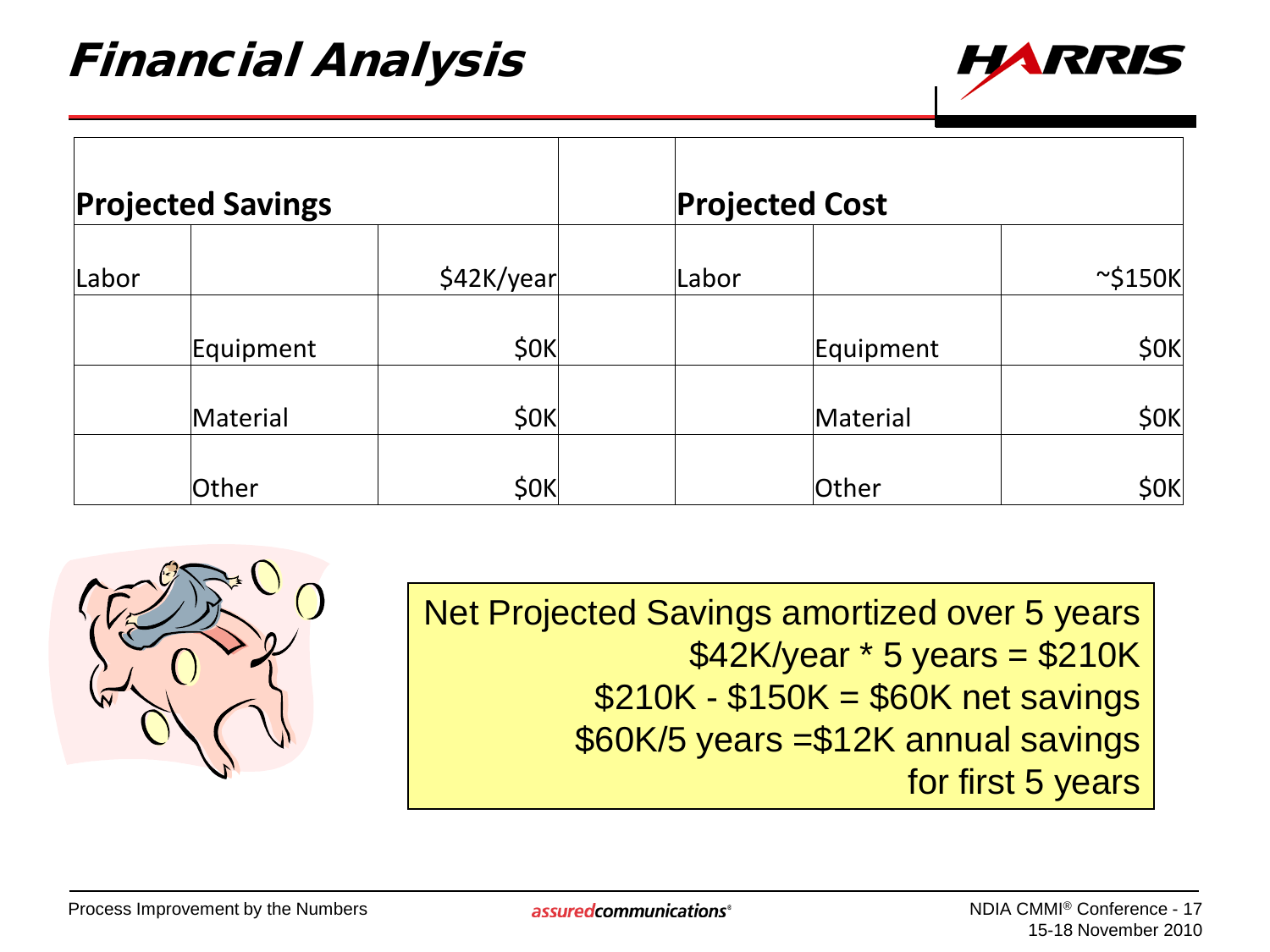# Financial Analysis

| Projected Savings | | | | Projected Cost | | |
|---|---|---|---|---|---|---|
| Labor | | $42K/year | | Labor | | ~$150K |
| | Equipment | $0K | | | Equipment | $0K |
| | Material | $0K | | | Material | $0K |
| | Other | $0K | | | Other | $0K |

Net Projected Savings amortized over 5 years
$42K/year * 5 years = $210K
$210K - $150K = $60K net savings
$60K/5 years =$12K annual savings for first 5 years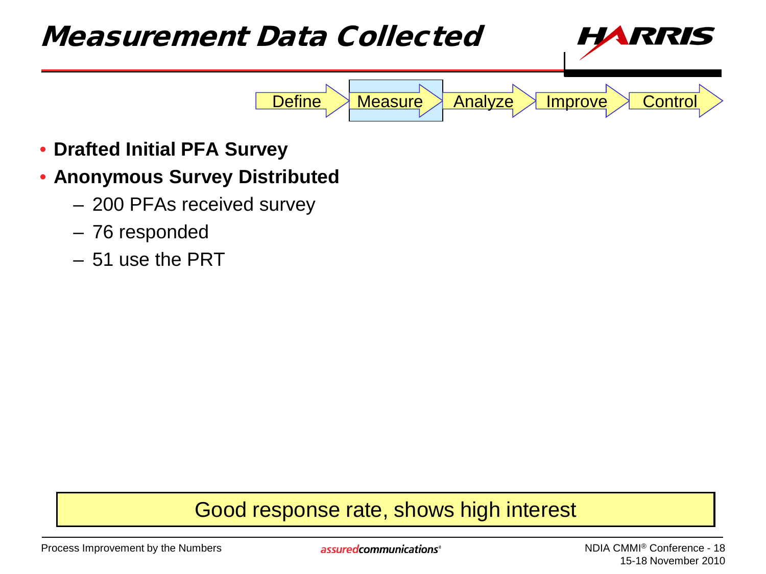# Measurement Data Collected

Define → **Measure** → Analyze → Improve → Control

- **Drafted Initial PFA Survey**
- **Anonymous Survey Distributed**
  - 200 PFAs received survey
  - 76 responded
  - 51 use the PRT

Good response rate, shows high interest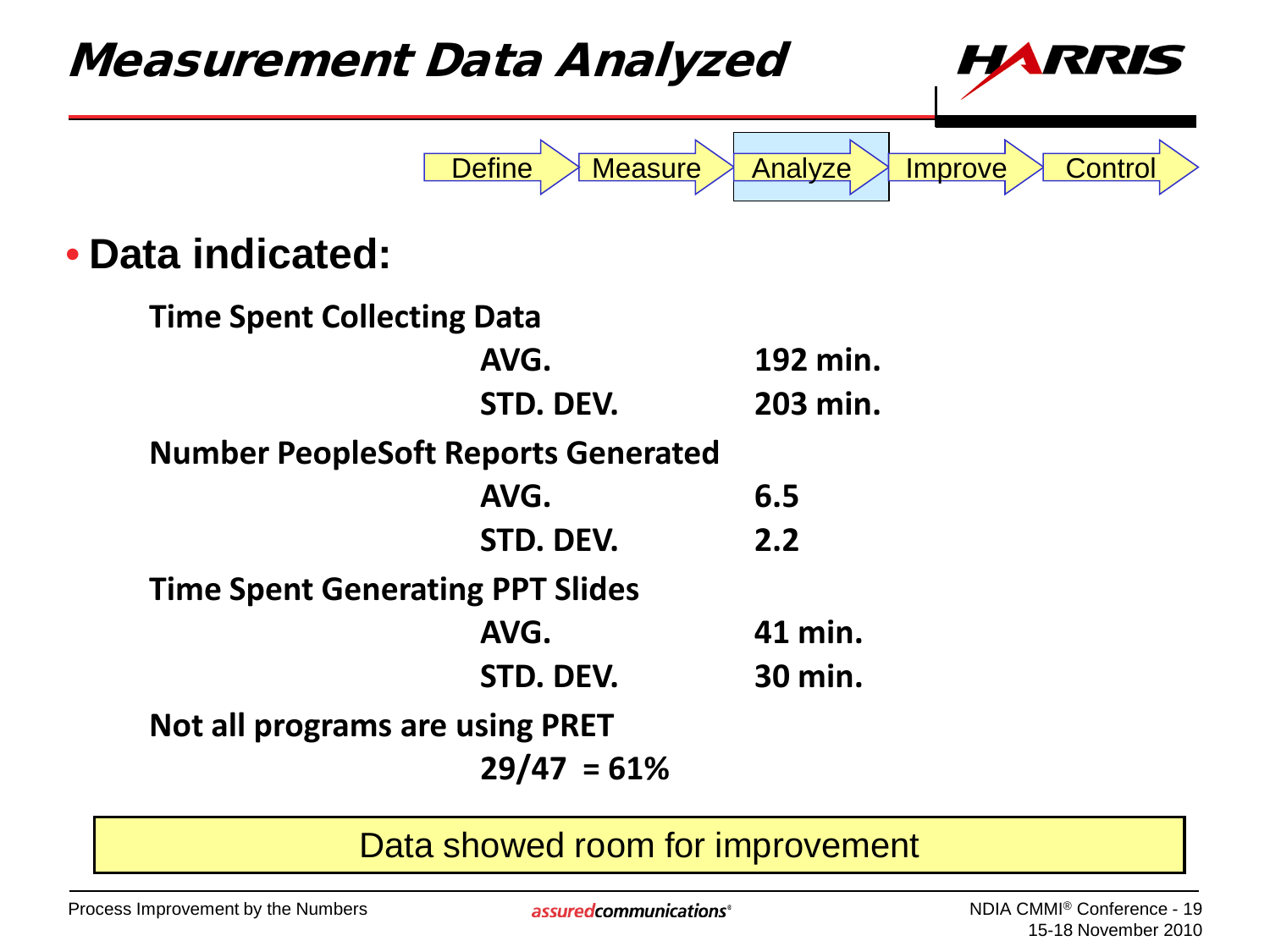# Measurement Data Analyzed

Define → Measure → **Analyze** → Improve → Control

- **Data indicated:**

| | | |
|---|---|---|
| **Time Spent Collecting Data** | | |
| | **AVG.** | **192 min.** |
| | **STD. DEV.** | **203 min.** |
| **Number PeopleSoft Reports Generated** | | |
| | **AVG.** | **6.5** |
| | **STD. DEV.** | **2.2** |
| **Time Spent Generating PPT Slides** | | |
| | **AVG.** | **41 min.** |
| | **STD. DEV.** | **30 min.** |
| **Not all programs are using PRET** | | |
| | **29/47 = 61%** | |

Data showed room for improvement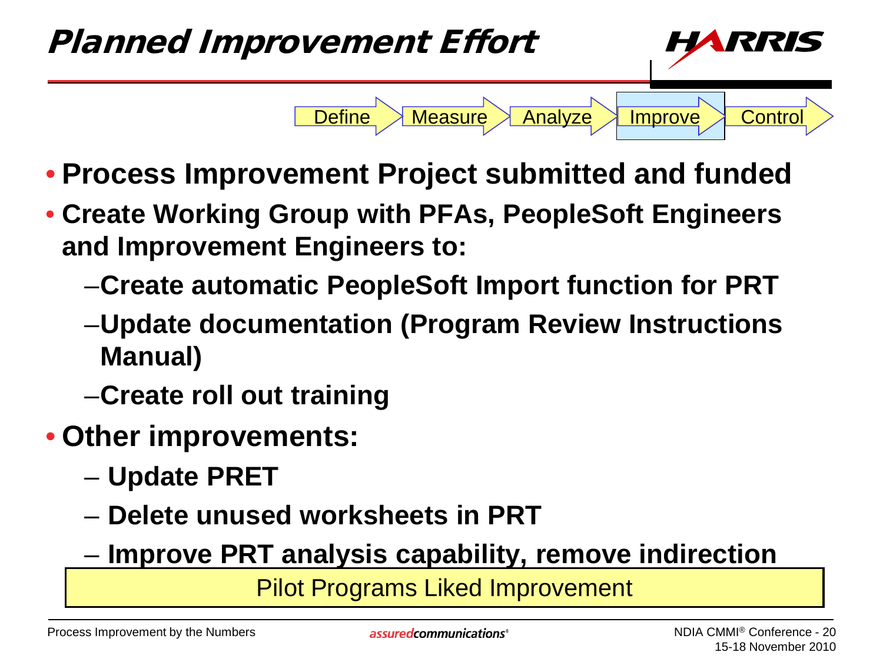# Planned Improvement Effort

Define → Measure → Analyze → **Improve** → Control

- **Process Improvement Project submitted and funded**
- **Create Working Group with PFAs, PeopleSoft Engineers and Improvement Engineers to:**
  - **Create automatic PeopleSoft Import function for PRT**
  - **Update documentation (Program Review Instructions Manual)**
  - **Create roll out training**
- **Other improvements:**
  - **Update PRET**
  - **Delete unused worksheets in PRT**
  - **Improve PRT analysis capability, remove indirection**

Pilot Programs Liked Improvement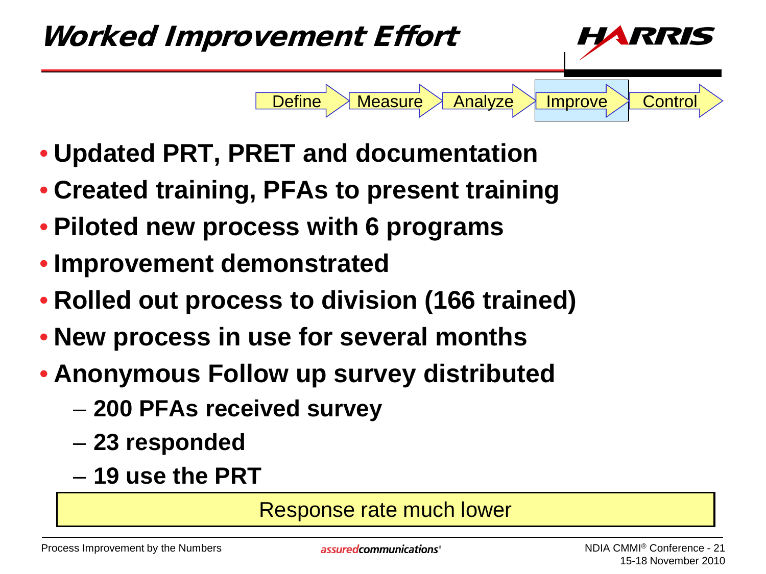# Worked Improvement Effort

Define → Measure → Analyze → **Improve** → Control

- **Updated PRT, PRET and documentation**
- **Created training, PFAs to present training**
- **Piloted new process with 6 programs**
- **Improvement demonstrated**
- **Rolled out process to division (166 trained)**
- **New process in use for several months**
- **Anonymous Follow up survey distributed**
  - **200 PFAs received survey**
  - **23 responded**
  - **19 use the PRT**

Response rate much lower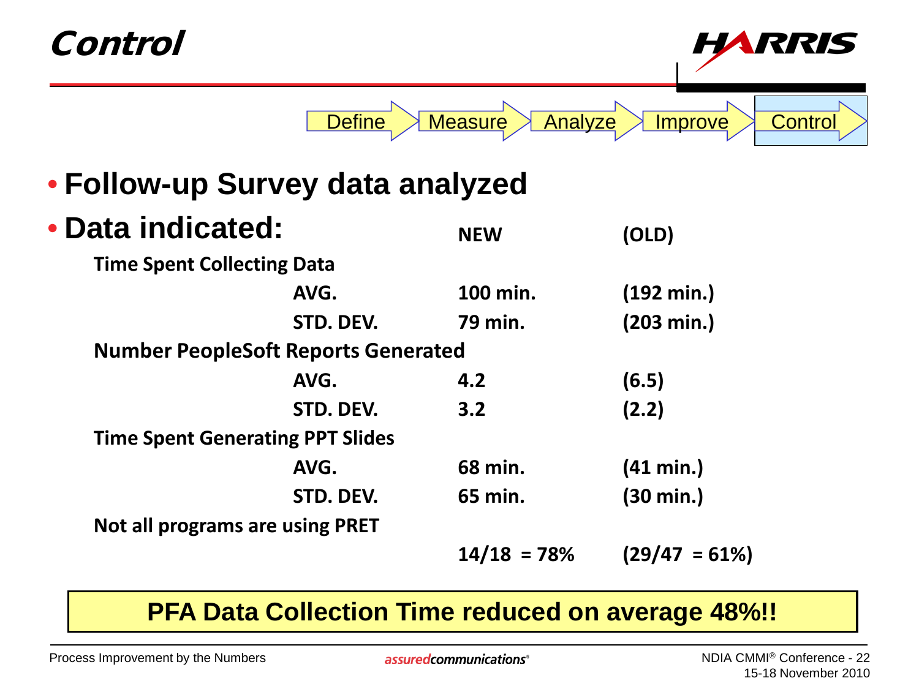# Control

Define → Measure → Analyze → Improve → Control

- **Follow-up Survey data analyzed**
- **Data indicated:**

| | | NEW | (OLD) |
|---|---|---|---|
| **Time Spent Collecting Data** | | | |
| | AVG. | 100 min. | (192 min.) |
| | STD. DEV. | 79 min. | (203 min.) |
| **Number PeopleSoft Reports Generated** | | | |
| | AVG. | 4.2 | (6.5) |
| | STD. DEV. | 3.2 | (2.2) |
| **Time Spent Generating PPT Slides** | | | |
| | AVG. | 68 min. | (41 min.) |
| | STD. DEV. | 65 min. | (30 min.) |
| **Not all programs are using PRET** | | | |
| | | 14/18 = 78% | (29/47 = 61%) |

**PFA Data Collection Time reduced on average 48%!!**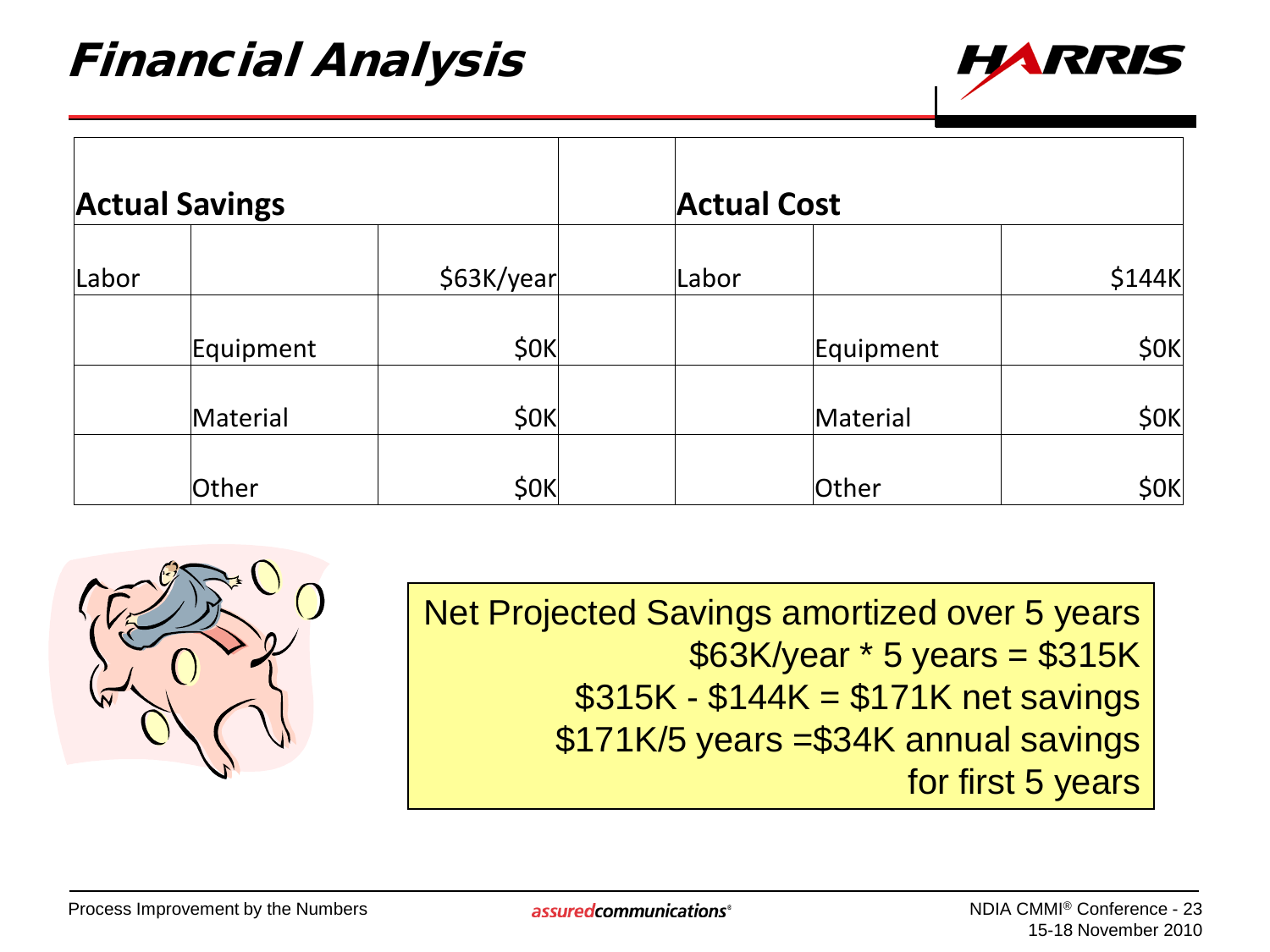# Financial Analysis

| Actual Savings | | | | Actual Cost | | |
|---|---|---|---|---|---|---|
| Labor | | $63K/year | | Labor | | $144K |
| | Equipment | $0K | | | Equipment | $0K |
| | Material | $0K | | | Material | $0K |
| | Other | $0K | | | Other | $0K |

Net Projected Savings amortized over 5 years
$63K/year * 5 years = $315K
$315K - $144K = $171K net savings
$171K/5 years =$34K annual savings for first 5 years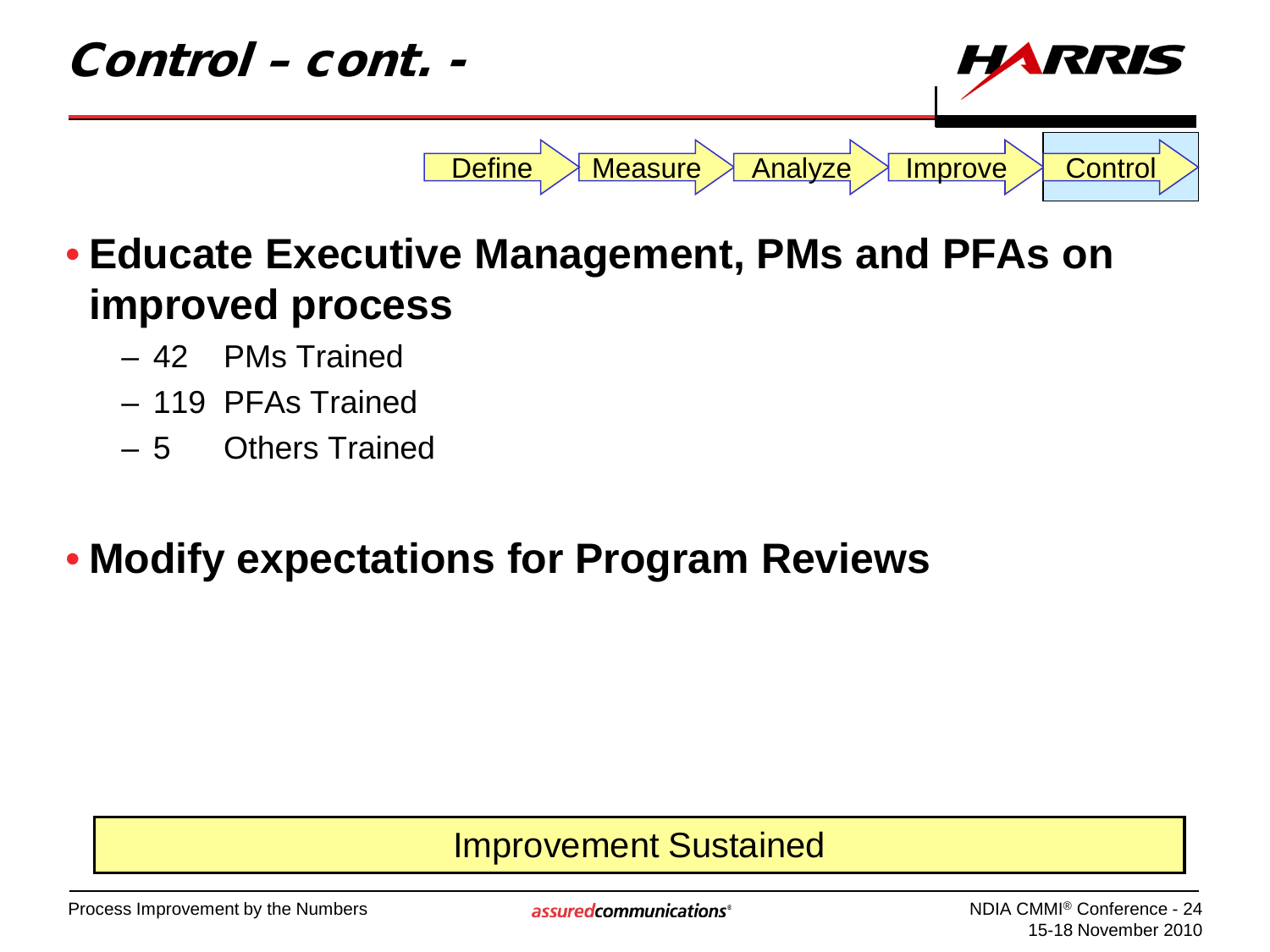# Control – cont. -

Define → Measure → Analyze → Improve → **Control**

- **Educate Executive Management, PMs and PFAs on improved process**
  - 42 PMs Trained
  - 119 PFAs Trained
  - 5 Others Trained

- **Modify expectations for Program Reviews**

Improvement Sustained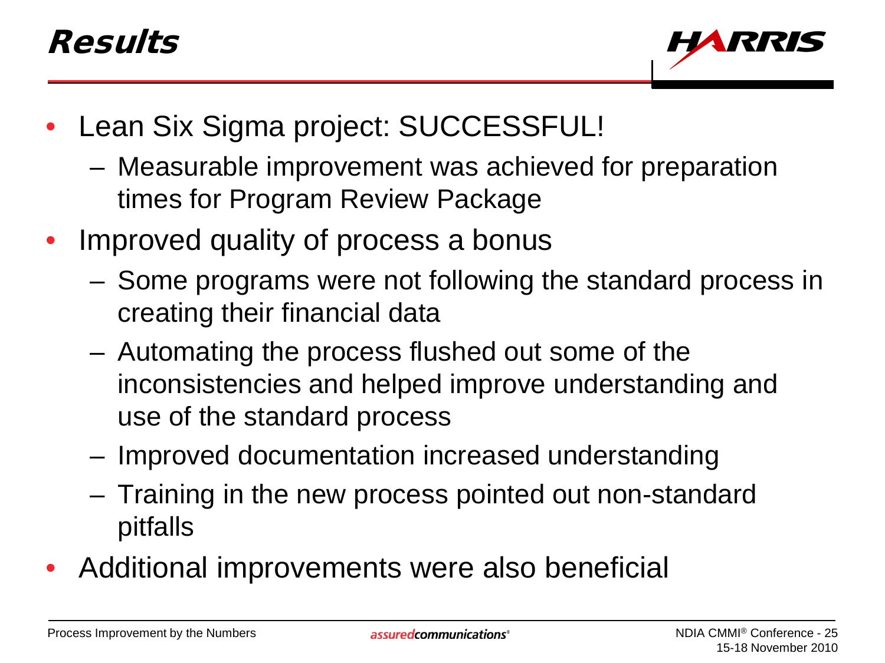# Results

- Lean Six Sigma project: SUCCESSFUL!
  - Measurable improvement was achieved for preparation times for Program Review Package
- Improved quality of process a bonus
  - Some programs were not following the standard process in creating their financial data
  - Automating the process flushed out some of the inconsistencies and helped improve understanding and use of the standard process
  - Improved documentation increased understanding
  - Training in the new process pointed out non-standard pitfalls
- Additional improvements were also beneficial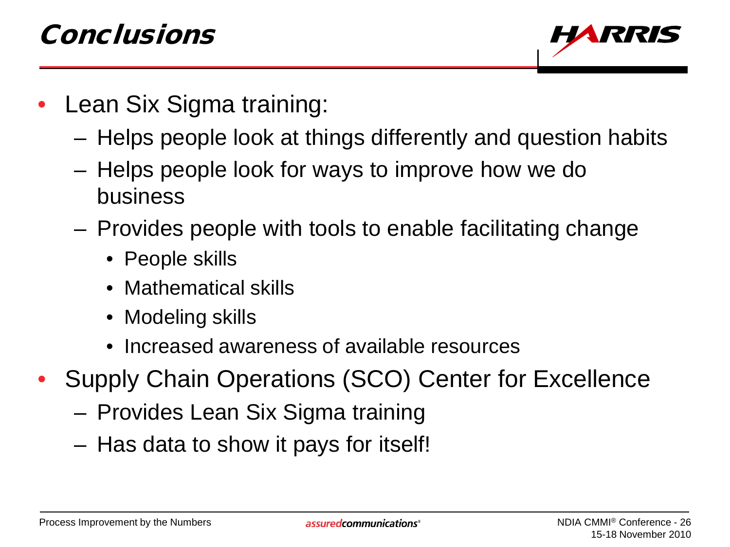# Conclusions

- Lean Six Sigma training:
  - Helps people look at things differently and question habits
  - Helps people look for ways to improve how we do business
  - Provides people with tools to enable facilitating change
    - People skills
    - Mathematical skills
    - Modeling skills
    - Increased awareness of available resources
- Supply Chain Operations (SCO) Center for Excellence
  - Provides Lean Six Sigma training
  - Has data to show it pays for itself!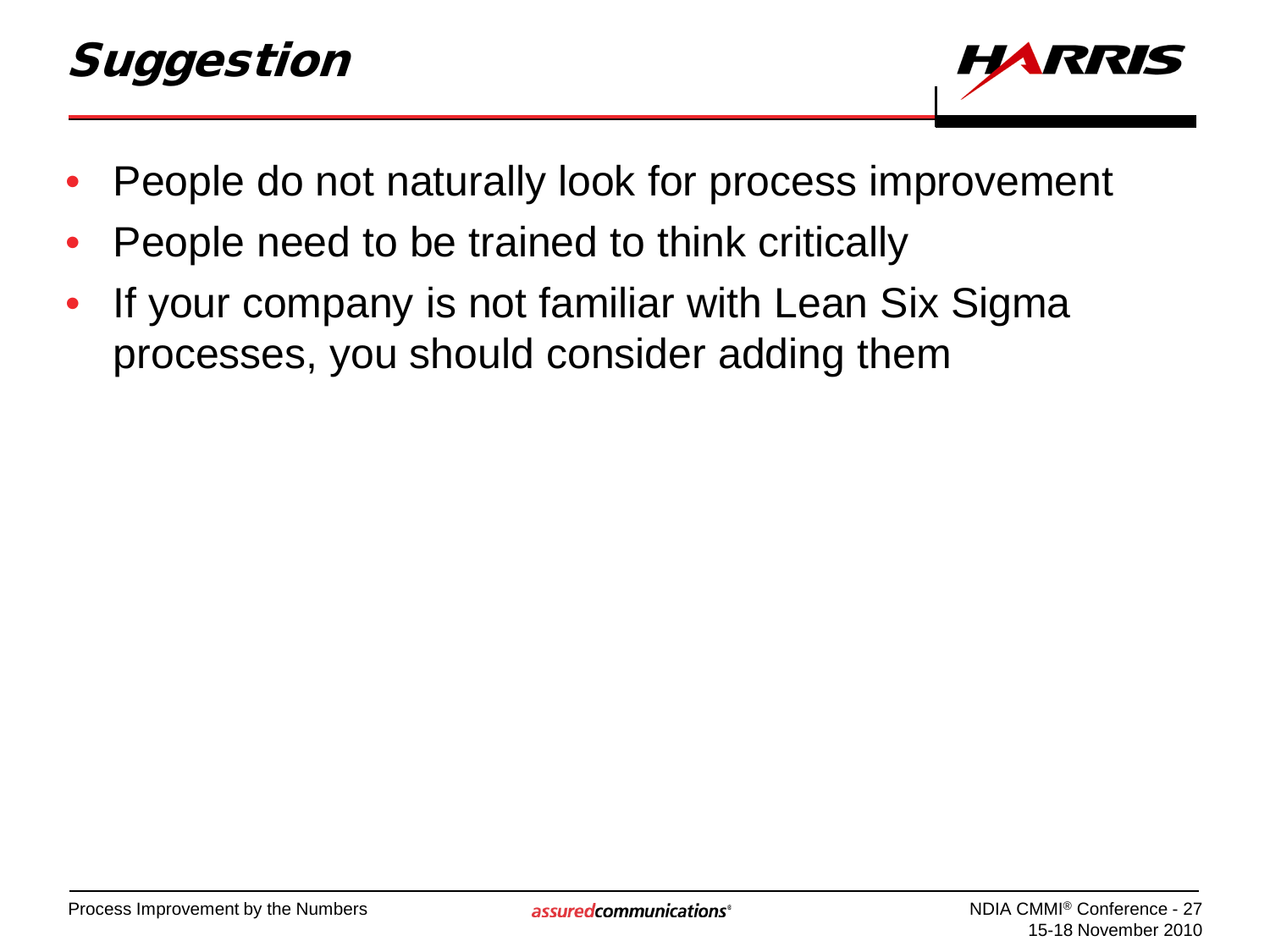# Suggestion

- People do not naturally look for process improvement
- People need to be trained to think critically
- If your company is not familiar with Lean Six Sigma processes, you should consider adding them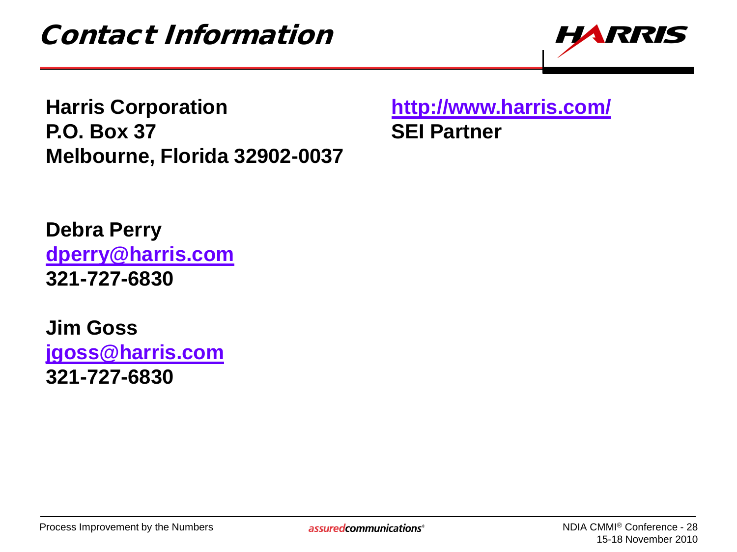# Contact Information

**Harris Corporation**
**P.O. Box 37**
**Melbourne, Florida 32902-0037**

**http://www.harris.com/**
**SEI Partner**

**Debra Perry**
**dperry@harris.com**
**321-727-6830**

**Jim Goss**
**jgoss@harris.com**
**321-727-6830**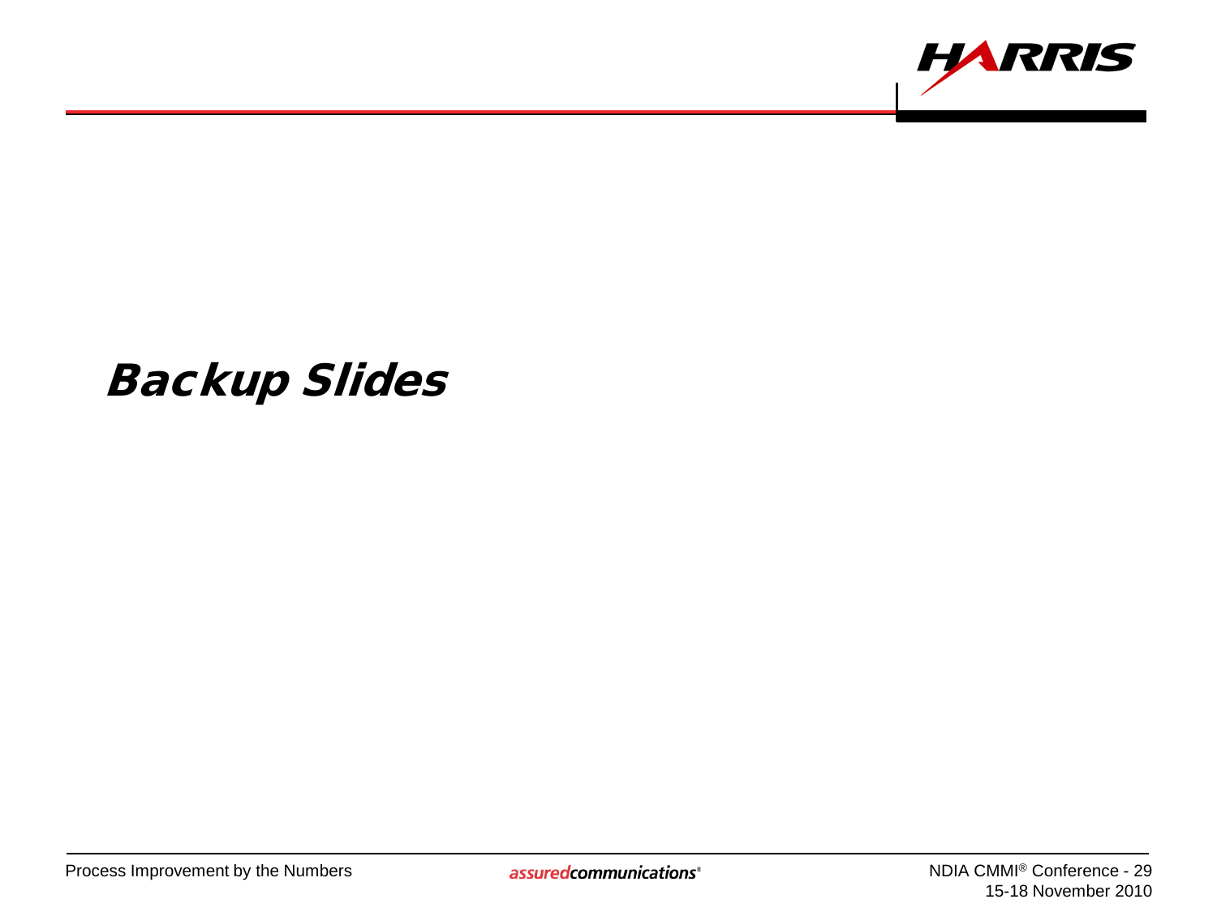# Backup Slides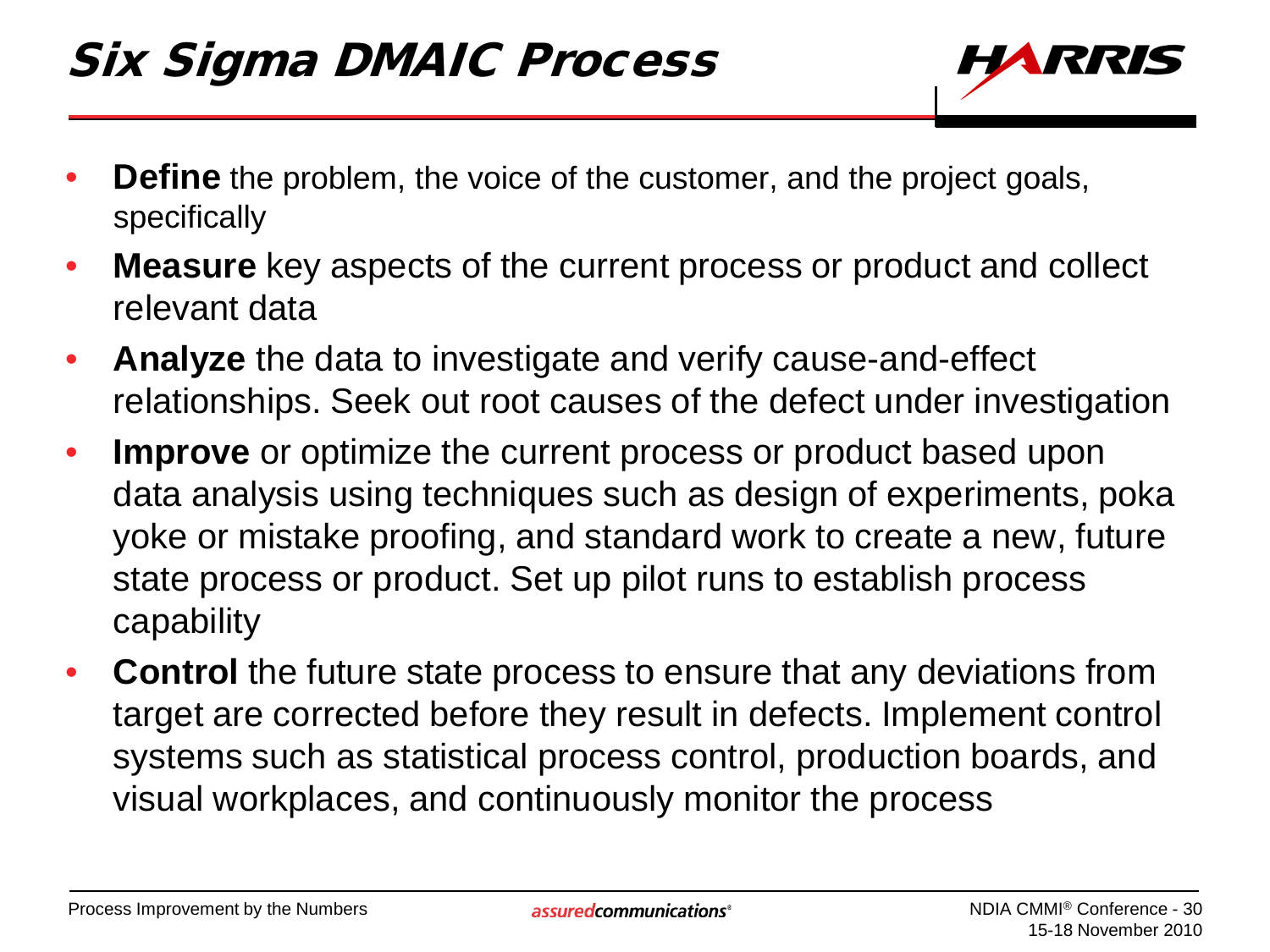# Six Sigma DMAIC Process

- **Define** the problem, the voice of the customer, and the project goals, specifically
- **Measure** key aspects of the current process or product and collect relevant data
- **Analyze** the data to investigate and verify cause-and-effect relationships. Seek out root causes of the defect under investigation
- **Improve** or optimize the current process or product based upon data analysis using techniques such as design of experiments, poka yoke or mistake proofing, and standard work to create a new, future state process or product. Set up pilot runs to establish process capability
- **Control** the future state process to ensure that any deviations from target are corrected before they result in defects. Implement control systems such as statistical process control, production boards, and visual workplaces, and continuously monitor the process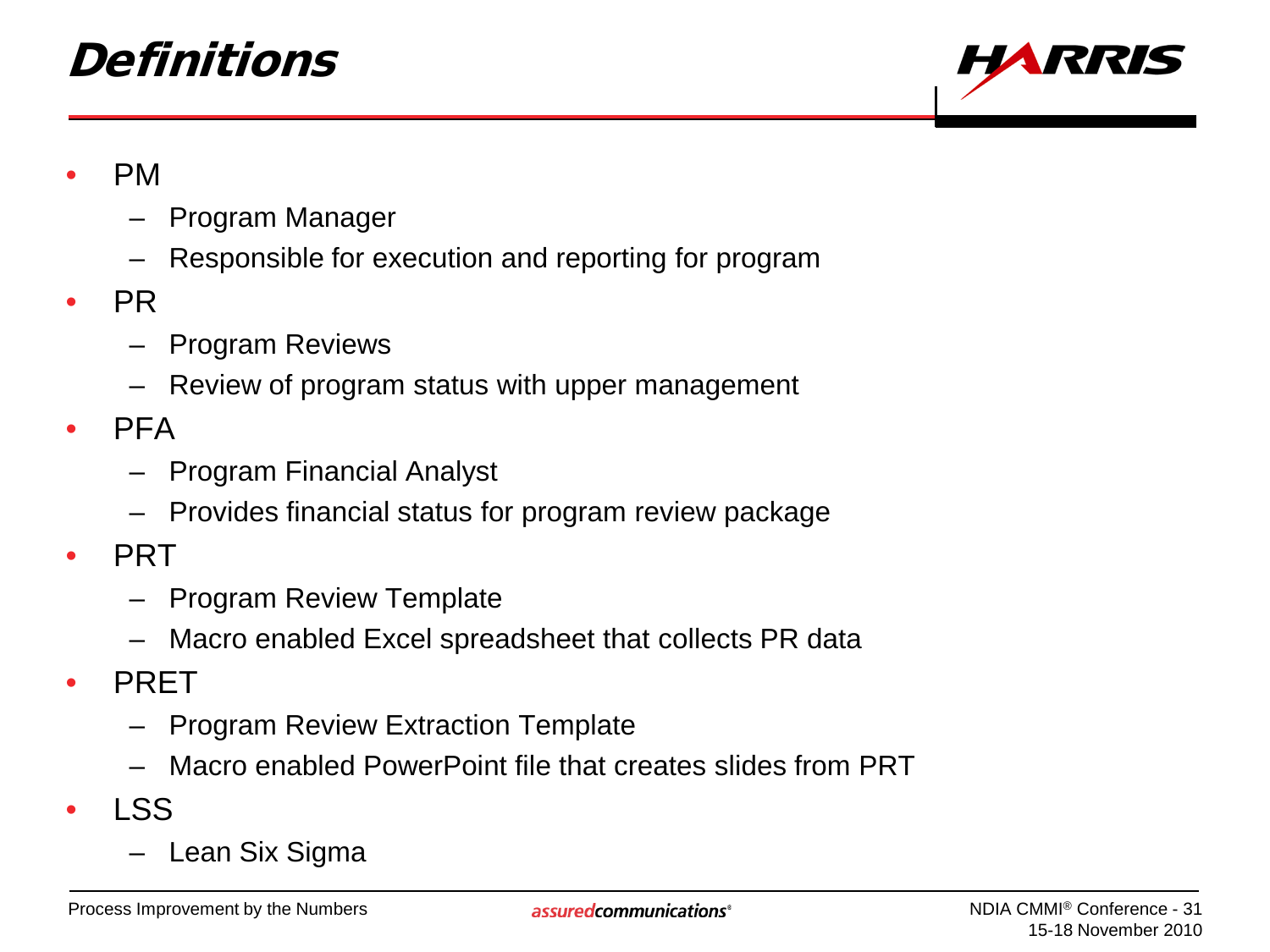# Definitions

- PM
  - Program Manager
  - Responsible for execution and reporting for program
- PR
  - Program Reviews
  - Review of program status with upper management
- PFA
  - Program Financial Analyst
  - Provides financial status for program review package
- PRT
  - Program Review Template
  - Macro enabled Excel spreadsheet that collects PR data
- PRET
  - Program Review Extraction Template
  - Macro enabled PowerPoint file that creates slides from PRT
- LSS
  - Lean Six Sigma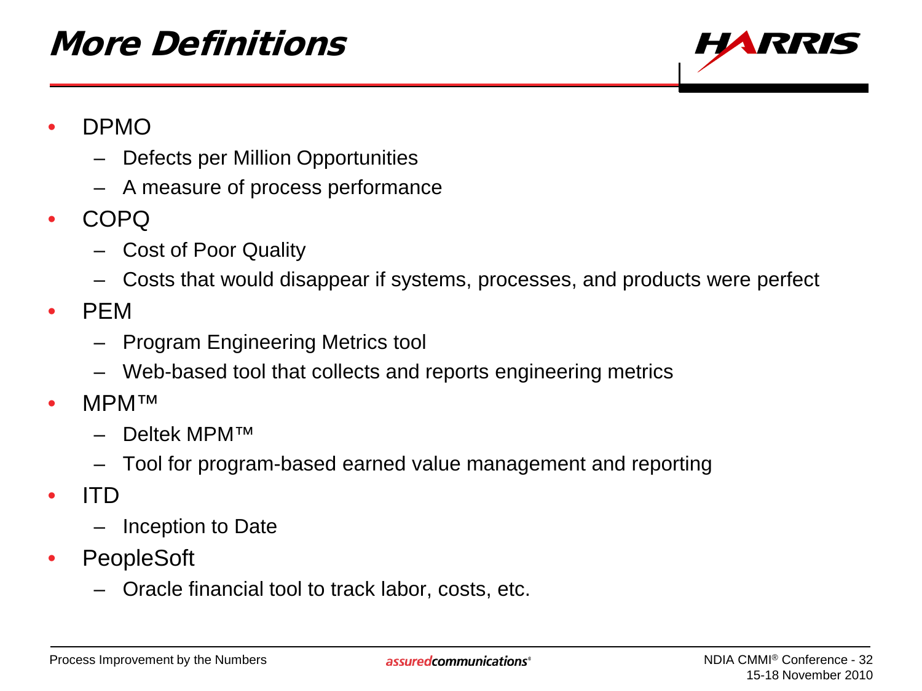# More Definitions

- DPMO
  - Defects per Million Opportunities
  - A measure of process performance
- COPQ
  - Cost of Poor Quality
  - Costs that would disappear if systems, processes, and products were perfect
- PEM
  - Program Engineering Metrics tool
  - Web-based tool that collects and reports engineering metrics
- MPM™
  - Deltek MPM™
  - Tool for program-based earned value management and reporting
- ITD
  - Inception to Date
- PeopleSoft
  - Oracle financial tool to track labor, costs, etc.